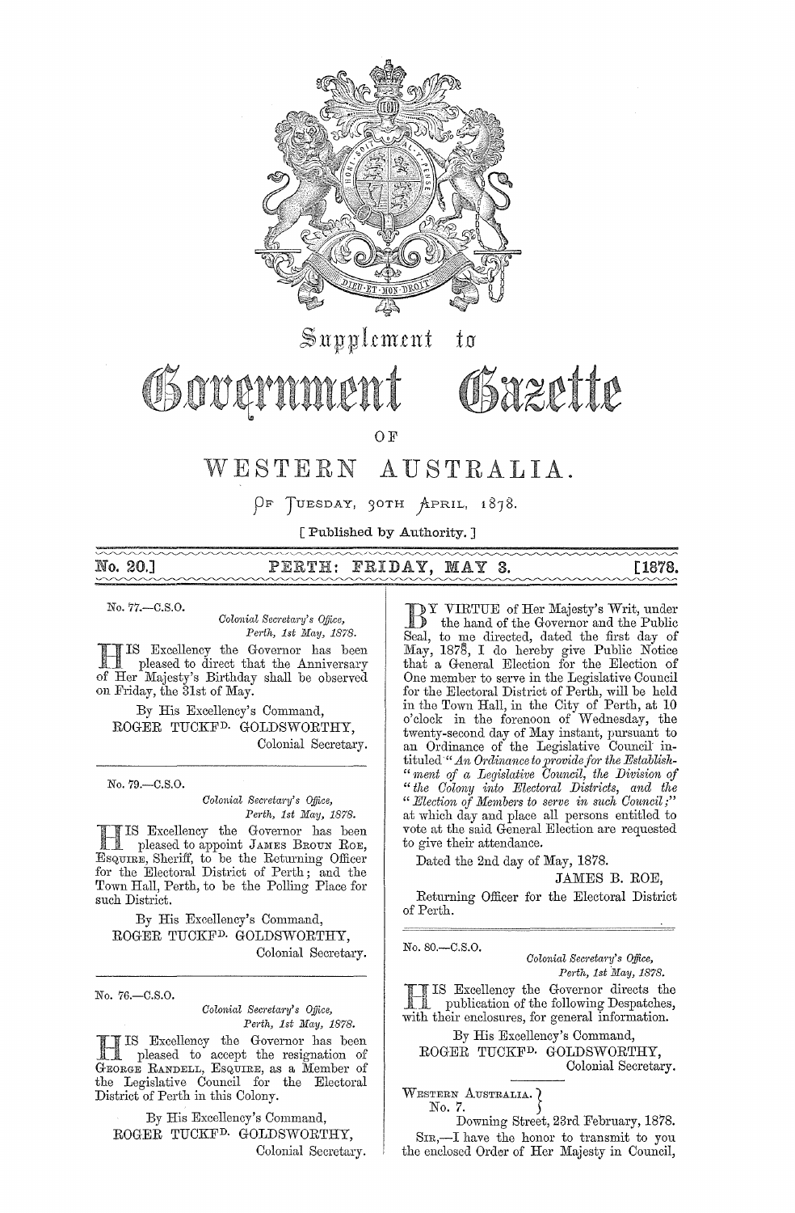# Supplement to Government Gazette

## OF

# WESTERN AUSTRALIA.

OF TUESDAY, 30TH APRIL, 1878.

[ Published by Authority. ]

**No. 20.] PERTH: FRIDAY, MAY 3. [1878.**

No. 77.—C.S.O.

*Colonial Secretary's Office,*
*Perth, 1st May, 1878.*

HIS Excellency the Governor has been pleased to direct that the Anniversary of Her Majesty's Birthday shall be observed on Friday, the 31st of May.

By His Excellency's Command,
ROGER TUCKFD. GOLDSWORTHY,
Colonial Secretary.

---

No. 79.—C.S.O.

*Colonial Secretary's Office,*
*Perth, 1st May, 1878.*

HIS Excellency the Governor has been pleased to appoint JAMES BROUN ROE, ESQUIRE, Sheriff, to be the Returning Officer for the Electoral District of Perth; and the Town Hall, Perth, to be the Polling Place for such District.

By His Excellency's Command,
ROGER TUCKFD. GOLDSWORTHY,
Colonial Secretary.

---

No. 76.—C.S.O.

*Colonial Secretary's Office,*
*Perth, 1st May, 1878.*

HIS Excellency the Governor has been pleased to accept the resignation of GEORGE RANDELL, ESQUIRE, as a Member of the Legislative Council for the Electoral District of Perth in this Colony.

By His Excellency's Command,
ROGER TUCKFD. GOLDSWORTHY,
Colonial Secretary.

---

BY VIRTUE of Her Majesty's Writ, under the hand of the Governor and the Public Seal, to me directed, dated the first day of May, 1878, I do hereby give Public Notice that a General Election for the Election of One member to serve in the Legislative Council for the Electoral District of Perth, will be held in the Town Hall, in the City of Perth, at 10 o'clock in the forenoon of Wednesday, the twenty-second day of May instant, pursuant to an Ordinance of the Legislative Council intituled "*An Ordinance to provide for the Establishment of a Legislative Council, the Division of the Colony into Electoral Districts, and the Election of Members to serve in such Council;*" at which day and place all persons entitled to vote at the said General Election are requested to give their attendance.

Dated the 2nd day of May, 1878.

JAMES B. ROE,
Returning Officer for the Electoral District of Perth.

---

No. 80.—C.S.O.

*Colonial Secretary's Office,*
*Perth, 1st May, 1878.*

HIS Excellency the Governor directs the publication of the following Despatches, with their enclosures, for general information.

By His Excellency's Command,
ROGER TUCKFD. GOLDSWORTHY,
Colonial Secretary.

---

WESTERN AUSTRALIA.
No. 7.

Downing Street, 23rd February, 1878.

SIR,—I have the honor to transmit to you the enclosed Order of Her Majesty in Council,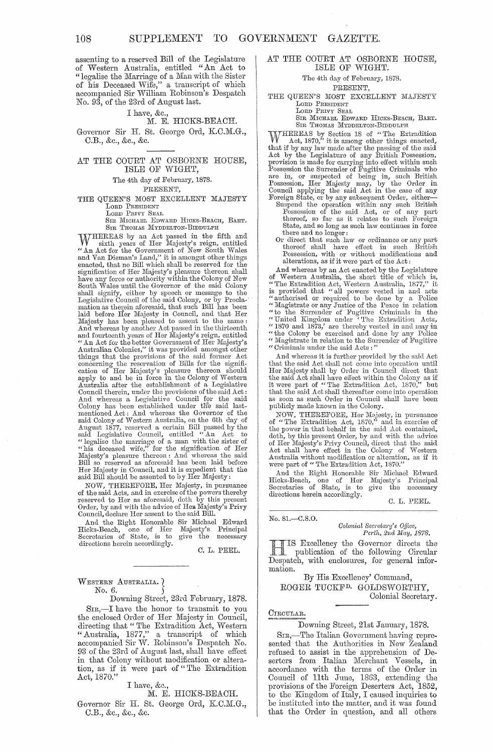assenting to a reserved Bill of the Legislature of Western Australia, entitled "An Act to "legalise the Marriage of a Man with the Sister of his Deceased Wife," a transcript of which accompanied Sir William Robinson's Despatch No. 93, of the 23rd of August last.

I have, &c.,
M. E. HICKS-BEACH.

Governor Sir H. St. George Ord, K.C.M.G., C.B., &c., &c., &c.

---

## AT THE COURT AT OSBORNE HOUSE, ISLE OF WIGHT,

The 4th day of February, 1878.

PRESENT,

THE QUEEN'S MOST EXCELLENT MAJESTY
LORD PRESIDENT
LORD PRIVY SEAL
SIR MICHAEL EDWARD HICKS-BEACH, BART.
SIR THOMAS MYDDELTON-BIDDULPH

WHEREAS by an Act passed in the fifth and sixth years of Her Majesty's reign, entitled "An Act for the Government of New South Wales and Van Dieman's Land," it is amongst other things enacted, that no Bill which shall be reserved for the signification of Her Majesty's pleasure thereon shall have any force or authority within the Colony of New South Wales until the Governor of the said Colony shall signify, either by speech or message to the Legislative Council of the said Colony, or by Proclamation as therein aforesaid, that such Bill has been laid before Her Majesty in Council, and that Her Majesty has been pleased to assent to the same: And whereas by another Act passed in the thirteenth and fourteenth years of Her Majesty's reign, entitled "An Act for the better Government of Her Majesty's Australian Colonies," it was provided amongst other things that the provisions of the said former Act concerning the reservation of Bills for the signification of Her Majesty's pleasure thereon should apply to and be in force in the Colony of Western Australia after the establishment of a Legislative Council therein, under the provisions of the said Act: And whereas a Legislative Council for the said Colony has been established under the said last-mentioned Act: And whereas the Governor of the said Colony of Western Australia, on the 6th day of August 1877, reserved a certain Bill passed by the said Legislative Council, entitled "An Act to "legalise the marriage of a man with the sister of "his deceased wife," for the signification of Her Majesty's pleasure thereon: And whereas the said Bill so reserved as aforesaid has been laid before Her Majesty in Council, and it is expedient that the said Bill should be assented to by Her Majesty:

NOW, THEREFORE, Her Majesty, in pursuance of the said Acts, and in exercise of the powers thereby reserved to Her as aforesaid, doth by this present Order, by and with the advice of Her Majesty's Privy Council, declare Her assent to the said Bill.

And the Right Honorable Sir Michael Edward Hicks-Beach, one of Her Majesty's Principal Secretaries of State, is to give the necessary directions herein accordingly.

C. L. PEEL.

---

WESTERN AUSTRALIA.
No. 6.

Downing Street, 23rd February, 1878.

SIR,—I have the honor to transmit to you the enclosed Order of Her Majesty in Council, directing that "The Extradition Act, Western "Australia, 1877," a transcript of which accompanied Sir W. Robinson's Despatch No. 93 of the 23rd of August last, shall have effect in that Colony without modification or alteration, as if it were part of "The Extradition Act, 1870."

I have, &c.,
M. E. HICKS-BEACH.

Governor Sir H. St. George Ord, K.C.M.G., C.B., &c., &c., &c.

---

## AT THE COURT AT OSBORNE HOUSE, ISLE OF WIGHT.

The 4th day of February, 1878.

PRESENT,

THE QUEEN'S MOST EXCELLENT MAJESTY
LORD PRESIDENT
LORD PRIVY SEAL
SIR MICHAEL EDWARD HICKS-BEACH, BART.
SIR THOMAS MYDDELTON-BIDDULPH

WHEREAS by Section 18 of "The Extradition Act, 1870," it is among other things enacted, that if by any law made after the passing of the said Act by the Legislature of any British Possession, provision is made for carrying into effect within such Possession the Surrender of Fugitive Criminals who are in, or suspected of being in, such British Possession, Her Majesty may, by the Order in Council applying the said Act in the case of any Foreign State, or by any subsequent Order, either—

Suspend the operation within any such British Possession of the said Act, or of any part thereof, so far as it relates to such Foreign State, and so long as such law continues in force there and no longer:

Or direct that such law or ordinance or any part thereof shall have effect in such British Possession, with or without modifications and alterations, as if it were part of the Act:

And whereas by an Act enacted by the Legislature of Western Australia, the short title of which is, "The Extradition Act, Western Australia, 1877," it is provided that "all powers vested in and acts "authorised or required to be done by a Police "Magistrate or any Justice of the Peace in relation "to the Surrender of Fugitive Criminals in the "United Kingdom under 'The Extradition Acts, "1870 and 1873,' are thereby vested in and may in "the Colony be exercised and done by any Police "Magistrate in relation to the Surrender of Fugitive "Criminals under the said Acts:"

And whereas it is further provided by the said Act that the said Act shall not come into operation until Her Majesty shall by Order in Council direct that the said Act shall have effect within the Colony as if it were part of "The Extradition Act, 1870," but that the said Act shall thereafter come into operation as soon as such Order in Council shall have been publicly made known in the Colony.

NOW, THEREFORE, Her Majesty, in pursuance of "The Extradition Act, 1870," and in exercise of the power in that behalf in the said Act contained, doth, by this present Order, by and with the advice of Her Majesty's Privy Council, direct that the said Act shall have effect in the Colony of Western Australia without modification or alteration, as if it were part of "The Extradition Act, 1870."

And the Right Honorable Sir Michael Edward Hicks-Beach, one of Her Majesty's Principal Secretaries of State, is to give the necessary directions herein accordingly.

C. L. PEEL.

---

No. 81.—C.S.O.

*Colonial Secretary's Office, Perth, 2nd May, 1878.*

HIS Excellency the Governor directs the publication of the following Circular Despatch, with enclosures, for general information.

By His Excellency' Command,
ROGER TUCKFD. GOLDSWORTHY,
Colonial Secretary.

---

CIRCULAR.

Downing Street, 21st January, 1878.

SIR,—The Italian Government having represented that the Authorities in New Zealand refused to assist in the apprehension of Deserters from Italian Merchant Vessels, in accordance with the terms of the Order in Council of 11th June, 1863, extending the provisions of the Foreign Deserters Act, 1852, to the Kingdom of Italy, I caused inquiries to be instituted into the matter, and it was found that the Order in question, and all others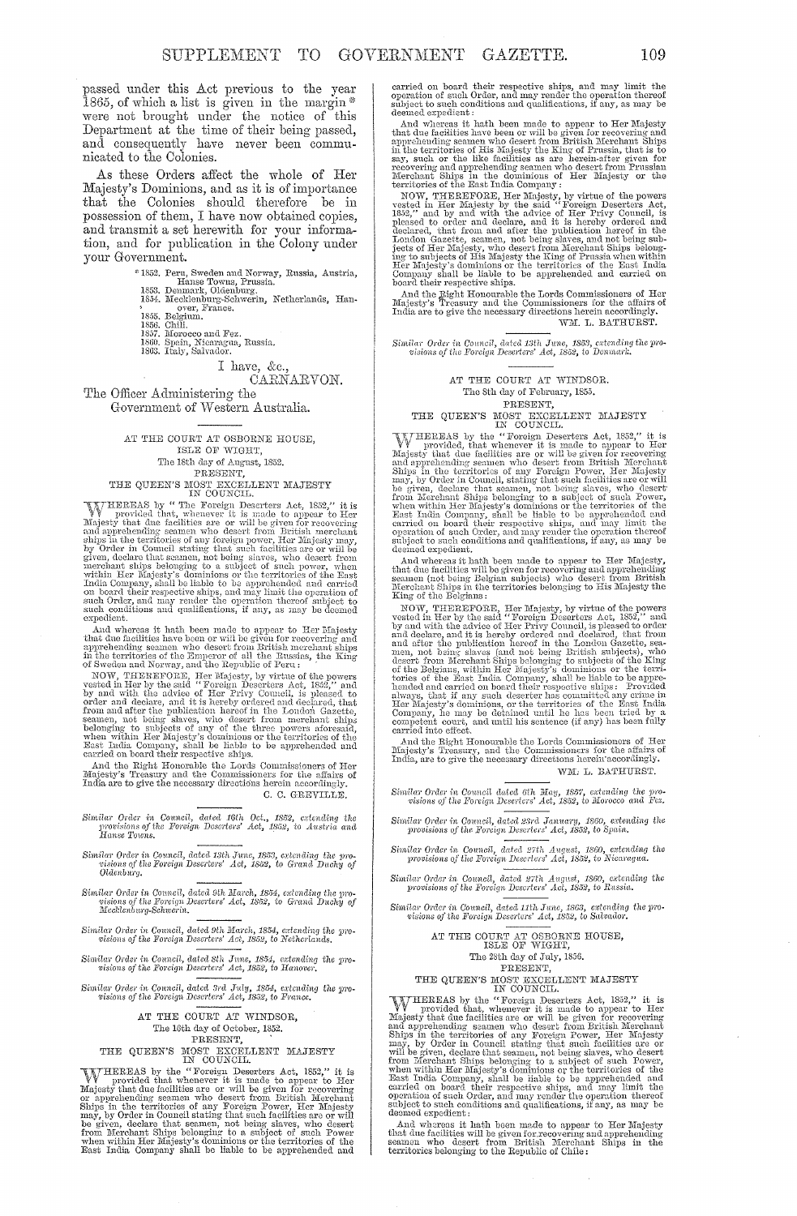passed under this Act previous to the year 1865, of which a list is given in the margin * were not brought under the notice of this Department at the time of their being passed, and consequently have never been communicated to the Colonies.

As these Orders affect the whole of Her Majesty's Dominions, and as it is of importance that the Colonies should therefore be in possession of them, I have now obtained copies, and transmit a set herewith for your information, and for publication in the Colony under your Government.

\* 1852. Peru, Sweden and Norway, Russia, Austria, Hanse Towns, Prussia.
1853. Denmark, Oldenburg.
1854. Mecklenburg-Schwerin, Netherlands, Hanover, France.
1855. Belgium.
1856. Chili.
1857. Morocco and Fez.
1860. Spain, Nicaragua, Russia.
1863. Italy, Salvador.

I have, &c.,
CARNARVON.

The Officer Administering the Government of Western Australia.

---

AT THE COURT AT OSBORNE HOUSE, ISLE OF WIGHT,
The 18th day of August, 1852.
PRESENT,
THE QUEEN'S MOST EXCELLENT MAJESTY IN COUNCIL.

WHEREAS by "The Foreign Deserters Act, 1852," it is provided that, whenever it is made to appear to Her Majesty that due facilities are or will be given for recovering and apprehending seamen who desert from British merchant ships in the territories of any foreign power, Her Majesty may, by Order in Council stating that such facilities are or will be given, declare that seamen, not being slaves, who desert from merchant ships belonging to a subject of such power, when within Her Majesty's dominions or the territories of the East India Company, shall be liable to be apprehended and carried on board their respective ships, and may limit the operation of such Order, and may render the operation thereof subject to such conditions and qualifications, if any, as may be deemed expedient.

And whereas it hath been made to appear to Her Majesty that due facilities have been or will be given for recovering and apprehending seamen who desert from British merchant ships in the territories of the Emperor of all the Russias, the King of Sweden and Norway, and the Republic of Peru:

NOW, THEREFORE, Her Majesty, by virtue of the powers vested in Her by the said "Foreign Deserters Act, 1852," and by and with the advice of Her Privy Council, is pleased to order and declare, and it is hereby ordered and declared, that from and after the publication hereof in the London Gazette, seamen, not being slaves, who desert from merchant ships belonging to subjects of any of the three powers aforesaid, when within Her Majesty's dominions or the territories of the East India Company, shall be liable to be apprehended and carried on board their respective ships.

And the Right Honorable the Lords Commissioners of Her Majesty's Treasury and the Commissioners for the affairs of India are to give the necessary directions herein accordingly.

C. C. GREVILLE.

---

*Similar Order in Council, dated 16th Oct., 1852, extending the provisions of the Foreign Deserters' Act, 1852, to Austria and Hanse Towns.*

---

*Similar Order in Council, dated 13th June, 1853, extending the provisions of the Foreign Deserters' Act, 1852, to Grand Duchy of Oldenbury.*

---

*Similar Order in Council, dated 9th March, 1854, extending the provisions of the Foreign Deserters' Act, 1852, to Grand Duchy of Mecklenburg-Schwerin.*

---

*Similar Order in Council, dated 9th March, 1854, extending the provisions of the Foreign Deserters' Act, 1852, to Netherlands.*

---

*Similar Order in Council, dated 8th June, 1854, extending the provisions of the Foreign Deserters' Act, 1852, to Hanover.*

---

*Similar Order in Council, dated 3rd July, 1854, extending the provisions of the Foreign Deserters' Act, 1852, to France.*

---

AT THE COURT AT WINDSOR,
The 16th day of October, 1852.
PRESENT,
THE QUEEN'S MOST EXCELLENT MAJESTY IN COUNCIL.

WHEREAS by the "Foreign Deserters Act, 1852," it is provided that whenever it is made to appear to Her Majesty that due facilities are or will be given for recovering or apprehending seamen who desert from British Merchant Ships in the territories of any Foreign Power, Her Majesty may, by Order in Council stating that such facilities are or will be given, declare that seamen, not being slaves, who desert from Merchant Ships belonging to a subject of such Power when within Her Majesty's dominions or the territories of the East India Company shall be liable to be apprehended and carried on board their respective ships, and may limit the operation of such Order, and may render the operation thereof subject to such conditions and qualifications, if any, as may be deemed expedient:

And whereas it hath been made to appear to Her Majesty that due facilities have been or will be given for recovering and apprehending seamen who desert from British Merchant Ships in the territories of His Majesty the King of Prussia, that is to say, such or the like facilities as are herein-after given for recovering and apprehending seamen who desert from Prussian Merchant Ships in the dominions of Her Majesty or the territories of the East India Company:

NOW, THEREFORE, Her Majesty, by virtue of the powers vested in Her Majesty by the said "Foreign Deserters Act, 1852," and by and with the advice of Her Privy Council, is pleased to order and declare, and it is hereby ordered and declared, that from and after the publication hereof in the London Gazette, seamen, not being slaves, and not being subjects of Her Majesty, who desert from Merchant Ships belonging to subjects of His Majesty the King of Prussia when within Her Majesty's dominions or the territories of the East India Company shall be liable to be apprehended and carried on board their respective ships.

And the Right Honourable the Lords Commissioners of Her Majesty's Treasury and the Commissioners for the affairs of India are to give the necessary directions herein accordingly.

WM. L. BATHURST.

---

*Similar Order in Council, dated 13th June, 1853, extending the provisions of the Foreign Deserters' Act, 1852, to Denmark.*

---

AT THE COURT AT WINDSOR.
The 8th day of February, 1855.
PRESENT,
THE QUEEN'S MOST EXCELLENT MAJESTY IN COUNCIL.

WHEREAS by the "Foreign Deserters Act, 1852," it is provided, that whenever it is made to appear to Her Majesty that due facilities are or will be given for recovering and apprehending seamen who desert from British Merchant Ships in the territories of any Foreign Power, Her Majesty may, by Order in Council, stating that such facilities are or will be given, declare that seamen, not being slaves, who desert from Merchant Ships belonging to a subject of such Power, when within Her Majesty's dominions or the territories of the East India Company, shall be liable to be apprehended and carried on board their respective ships, and may limit the operation of such Order, and may render the operation thereof subject to such conditions and qualifications, if any, as may be deemed expedient.

And whereas it hath been made to appear to Her Majesty, that due facilities will be given for recovering and apprehending seamen (not being Belgian subjects) who desert from British Merchant Ships in the territories belonging to His Majesty the King of the Belgians:

NOW, THEREFORE, Her Majesty, by virtue of the powers vested in Her by the said "Foreign Deserters Act, 1852," and by and with the advice of Her Privy Council, is pleased to order and declare, and it is hereby ordered and declared, that from and after the publication hereof in the London Gazette, seamen, not being slaves (and not being British subjects), who desert from Merchant Ships belonging to subjects of the King of the Belgians, within Her Majesty's dominions or the territories of the East India Company, shall be liable to be apprehended and carried on board their respective ships: Provided always, that if any such deserter has committed any crime in Her Majesty's dominions, or the territories of the East India Company, he may be detained until he has been tried by a competent court, and until his sentence (if any) has been fully carried into effect.

And the Right Honourable the Lords Commissioners of Her Majesty's Treasury, and the Commissioners for the affairs of India, are to give the necessary directions herein accordingly.

WM. L. BATHURST.

---

*Similar Order in Council dated 6th May, 1857, extending the provisions of the Foreign Deserters' Act, 1852, to Morocco and Fez.*

---

*Similar Order in Council, dated 23rd January, 1860, extending the provisions of the Foreign Deserters' Act, 1852, to Spain.*

---

*Similar Order in Council, dated 27th August, 1860, extending the provisions of the Foreign Deserters' Act, 1852, to Nicaragua.*

---

*Similar Order in Council, dated 27th August, 1860, extending the provisions of the Foreign Deserters' Act, 1852, to Russia.*

---

*Similar Order in Council, dated 11th June, 1863, extending the provisions of the Foreign Deserters' Act, 1852, to Salvador.*

---

AT THE COURT AT OSBORNE HOUSE, ISLE OF WIGHT,
The 28th day of July, 1856.
PRESENT,
THE QUEEN'S MOST EXCELLENT MAJESTY IN COUNCIL.

WHEREAS by the "Foreign Deserters Act, 1852," it is provided, that whenever it is made to appear to Her Majesty that due facilities are or will be given for recovering and apprehending seamen who desert from British Merchant Ships in the territories of any Foreign Power, Her Majesty may, by Order in Council stating that such facilities are or will be given, declare that seamen, not being slaves, who desert from Merchant Ships belonging to a subject of such Power, when within Her Majesty's dominions or the territories of the East India Company, shall be liable to be apprehended and carried on board their respective ships, and may limit the operation of such Order, and may render the operation thereof subject to such conditions and qualifications, if any, as may be deemed expedient:

And whereas it hath been made to appear to Her Majesty that due facilities will be given for recovering and apprehending seamen who desert from British Merchant Ships in the territories belonging to the Republic of Chile: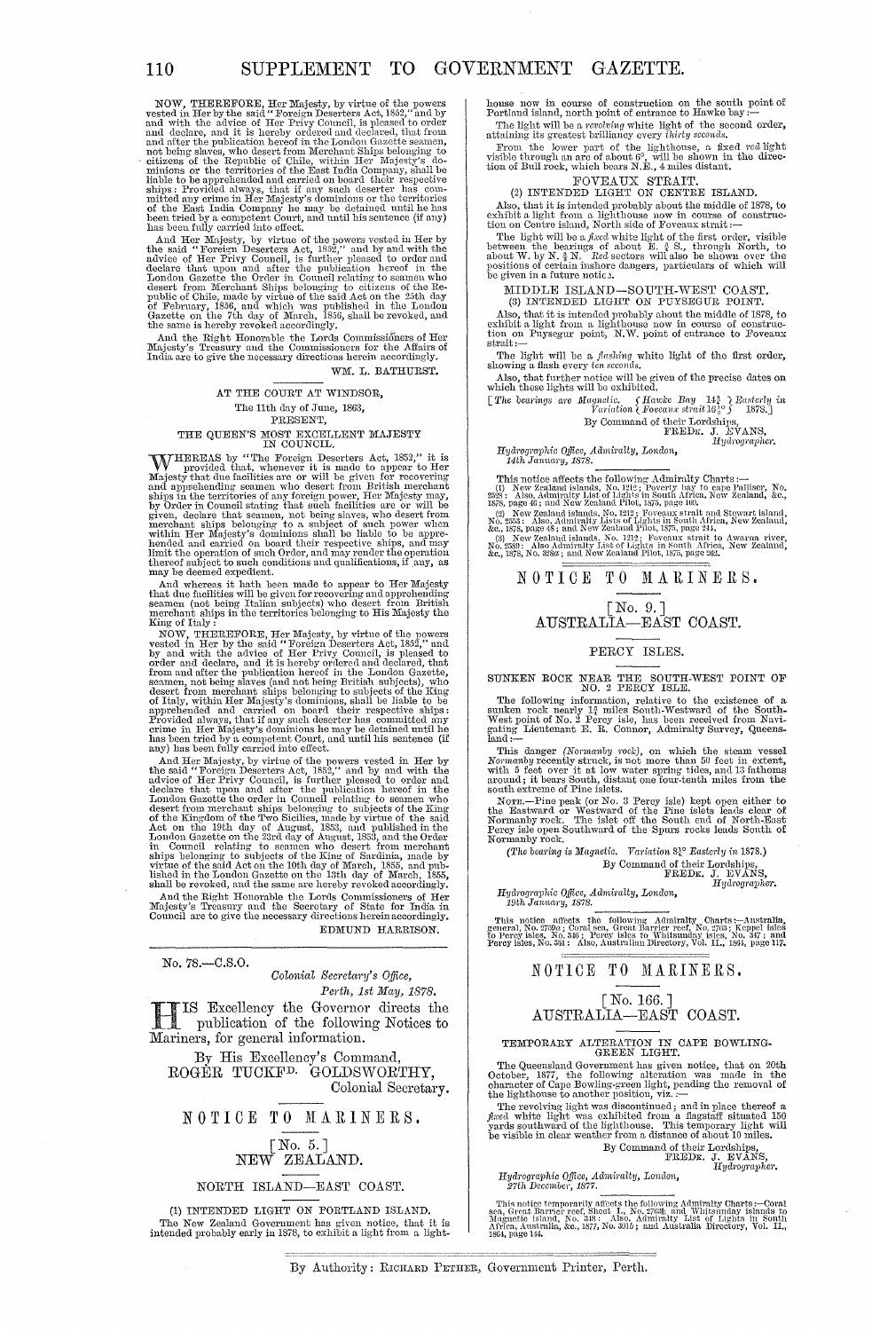NOW, THEREFORE, Her Majesty, by virtue of the powers vested in Her by the said "Foreign Deserters Act, 1852," and by and with the advice of Her Privy Council, is pleased to order and declare, and it is hereby ordered and declared, that from and after the publication hereof in the London Gazette seamen, not being slaves, who desert from Merchant Ships belonging to citizens of the Republic of Chile, within Her Majesty's dominions or the territories of the East India Company, shall be liable to be apprehended and carried on board their respective ships: Provided always, that if any such deserter has committed any crime in Her Majesty's dominions or the territories of the East India Company he may be detained until he has been tried by a competent Court, and until his sentence (if any) has been fully carried into effect.

And Her Majesty, by virtue of the powers vested in Her by the said "Foreign Deserters Act, 1852," and by and with the advice of Her Privy Council, is further pleased to order and declare that upon and after the publication hereof in the London Gazette the Order in Council relating to seamen who desert from Merchant Ships belonging to citizens of the Republic of Chile, made by virtue of the said Act on the 25th day of February, 1856, and which was published in the London Gazette on the 7th day of March, 1856, shall be revoked, and the same is hereby revoked accordingly.

And the Right Honorable the Lords Commissioners of Her Majesty's Treasury and the Commissioners for the Affairs of India are to give the necessary directions herein accordingly.

WM. L. BATHURST.

---

AT THE COURT AT WINDSOR,

The 11th day of June, 1863,

PRESENT,

THE QUEEN'S MOST EXCELLENT MAJESTY IN COUNCIL.

WHEREAS by "The Foreign Deserters Act, 1852," it is provided that, whenever it is made to appear to Her Majesty that due facilities are or will be given for recovering and apprehending seamen who desert from British merchant ships in the territories of any foreign power, Her Majesty may, by Order in Council stating that such facilities are or will be given, declare that seamen, not being slaves, who desert from merchant ships belonging to a subject of such power when within Her Majesty's dominions shall be liable to be apprehended and carried on board their respective ships, and may limit the operation of such Order, and may render the operation thereof subject to such conditions and qualifications, if any, as may be deemed expedient.

And whereas it hath been made to appear to Her Majesty that due facilities will be given for recovering and apprehending seamen (not being Italian subjects) who desert from British merchant ships in the territories belonging to His Majesty the King of Italy:

NOW, THEREFORE, Her Majesty, by virtue of the powers vested in Her by the said "Foreign Deserters Act, 1852," and by and with the advice of Her Privy Council, is pleased to order and declare, and it is hereby ordered and declared, that from and after the publication hereof in the London Gazette, seamen, not being slaves (and not being British subjects), who desert from merchant ships belonging to subjects of the King of Italy, within Her Majesty's dominions, shall be liable to be apprehended and carried on board their respective ships: Provided always, that if any such deserter has committed any crime in Her Majesty's dominions he may be detained until he has been tried by a competent Court, and until his sentence (if any) has been fully carried into effect.

And Her Majesty, by virtue of the powers vested in Her by the said "Foreign Deserters Act, 1852," and by and with the advice of Her Privy Council, is further pleased to order and declare that upon and after the publication hereof in the London Gazette the order in Council relating to seamen who desert from merchant ships belonging to subjects of the King of the Kingdom of the Two Sicilies, made by virtue of the said Act on the 19th day of August, 1853, and published in the London Gazette on the 23rd day of August, 1853, and the Order in Council relating to seamen who desert from merchant ships belonging to subjects of the King of Sardinia, made by virtue of the said Act on the 10th day of March, 1855, and published in the London Gazette on the 13th day of March, 1855, shall be revoked, and the same are hereby revoked accordingly.

And the Right Honorable the Lords Commissioners of Her Majesty's Treasury and the Secretary of State for India in Council are to give the necessary directions herein accordingly.

EDMUND HARRISON.

---

No. 78.—C.S.O.

*Colonial Secretary's Office,*
*Perth, 1st May, 1878.*

HIS Excellency the Governor directs the publication of the following Notices to Mariners, for general information.

By His Excellency's Command,
ROGER TUCKFD. GOLDSWORTHY,
Colonial Secretary.

# NOTICE TO MARINERS.

## [No. 5.]
## NEW ZEALAND.

### NORTH ISLAND—EAST COAST.

(1) INTENDED LIGHT ON PORTLAND ISLAND.

The New Zealand Government has given notice, that it is intended probably early in 1878, to exhibit a light from a lighthouse now in course of construction on the south point of Portland island, north point of entrance to Hawke bay:—

The light will be a *revolving* white light of the second order, attaining its greatest brilliancy every *thirty seconds.*

From the lower part of the lighthouse, a fixed *red* light visible through an arc of about 6°, will be shown in the direction of Bull rock, which bears N.E., 4 miles distant.

### FOVEAUX STRAIT.

(2) INTENDED LIGHT ON CENTRE ISLAND.

Also, that it is intended probably about the middle of 1878, to exhibit a light from a lighthouse now in course of construction on Centre island, North side of Foveaux strait:—

The light will be a *fixed* white light of the first order, visible between the bearings of about E. ¾ S., through North, to about W. by N. ¾ N. *Red* sectors will also be shown over the positions of certain inshore dangers, particulars of which will be given in a future notice.

### MIDDLE ISLAND—SOUTH-WEST COAST.

(3) INTENDED LIGHT ON PUYSEGUR POINT.

Also, that it is intended probably about the middle of 1878, to exhibit a light from a lighthouse now in course of construction on Puysegur point, N.W. point of entrance to Foveaux strait:—

The light will be a *flashing* white light of the first order, showing a flash every *ten seconds.*

Also, that further notice will be given of the precise dates on which these lights will be exhibited.

[*The bearings are Magnetic. Variation* { *Hawke Bay* 14¼° / *Foveaux strait* 16½° } *Easterly in* 1878.]

By Command of their Lordships,
FREDK. J. EVANS,
*Hydrographer.*

*Hydrographic Office, Admiralty, London,*
*14th January, 1878.*

This notice affects the following Admiralty Charts:—
(1) New Zealand islands, No. 1212; Poverty bay to cape Palliser, No. 2528: Also, Admiralty List of Lights in South Africa, New Zealand, &c., 1878, page 46; and New Zealand Pilot, 1875, page 160.
(2) New Zealand islands, No. 1212; Foveaux strait and Stewart island, No. 2553: Also, Admiralty Lists of Lights in South Africa, New Zealand, &c., 1878, page 48; and New Zealand Pilot, 1875, page 244.
(3) New Zealand islands, No. 1212; Foveaux strait to Awarua river, No. 2589: Also Admiralty List of Lights in South Africa, New Zealand, &c., 1878, No. 328*a*; and New Zealand Pilot, 1875, page 262.

# NOTICE TO MARINERS.

## [No. 9.]
## AUSTRALIA—EAST COAST.

### PERCY ISLES.

SUNKEN ROCK NEAR THE SOUTH-WEST POINT OF NO. 2 PERCY ISLE.

The following information, relative to the existence of a sunken rock nearly 1½ miles South-Westward of the South-West point of No. 2 Percy isle, has been received from Navigating Lieutenant E. R. Connor, Admiralty Survey, Queensland:—

This danger (*Normanby rock*), on which the steam vessel *Normanby* recently struck, is not more than 50 feet in extent, with 5 feet over it at low water spring tides, and 13 fathoms around; it bears South, distant one four-tenth miles from the south extreme of Pine islets.

NOTE.—Pine peak (or No. 3 Percy isle) kept open either to the Eastward or Westward of the Pine islets leads clear of Normanby rock. The islet off the South end of North-East Percy isle open Southward of the Spurs rocks leads South of Normanby rock.

(*The bearing is Magnetic. Variation* 8¼° *Easterly in* 1878.)

By Command of their Lordships,
FREDK. J. EVANS,
*Hydrographer.*

*Hydrographic Office, Admiralty, London,*
*19th January, 1878.*

This notice affects the following Admiralty Charts:—Australia, general, No. 2759*a*; Coral sea, Great Barrier reef, No. 2763; Keppel isles to Percy isles, No. 346; Percy isles to Whitsunday isles, No. 347; and Percy isles, No. 351: Also, Australian Directory, Vol. II., 1864, page 117.

# NOTICE TO MARINERS.

## [No. 166.]
## AUSTRALIA—EAST COAST.

### TEMPORARY ALTERATION IN CAPE BOWLING-GREEN LIGHT.

The Queensland Government has given notice, that on 20th October, 1877, the following alteration was made in the character of Cape Bowling-green light, pending the removal of the lighthouse to another position, viz.:—

The revolving light was discontinued; and in place thereof a *fixed* white light was exhibited from a flagstaff situated 150 yards southward of the lighthouse. This temporary light will be visible in clear weather from a distance of about 10 miles.

By Command of their Lordships,
FREDK. J. EVANS,
*Hydrographer.*

*Hydrographic Office, Admiralty, London,*
*27th December, 1877.*

This notice temporarily affects the following Admiralty Charts:—Coral sea, Great Barrier reef, Sheet I., No. 2763; and Whitsunday islands to Magnetic island, No. 348: Also, Admiralty List of Lights in South Africa, Australia, &c., 1877, No. 301*b*; and Australia Directory, Vol. II., 1864, page 144.

---

By Authority: RICHARD PETHER, Government Printer, Perth.